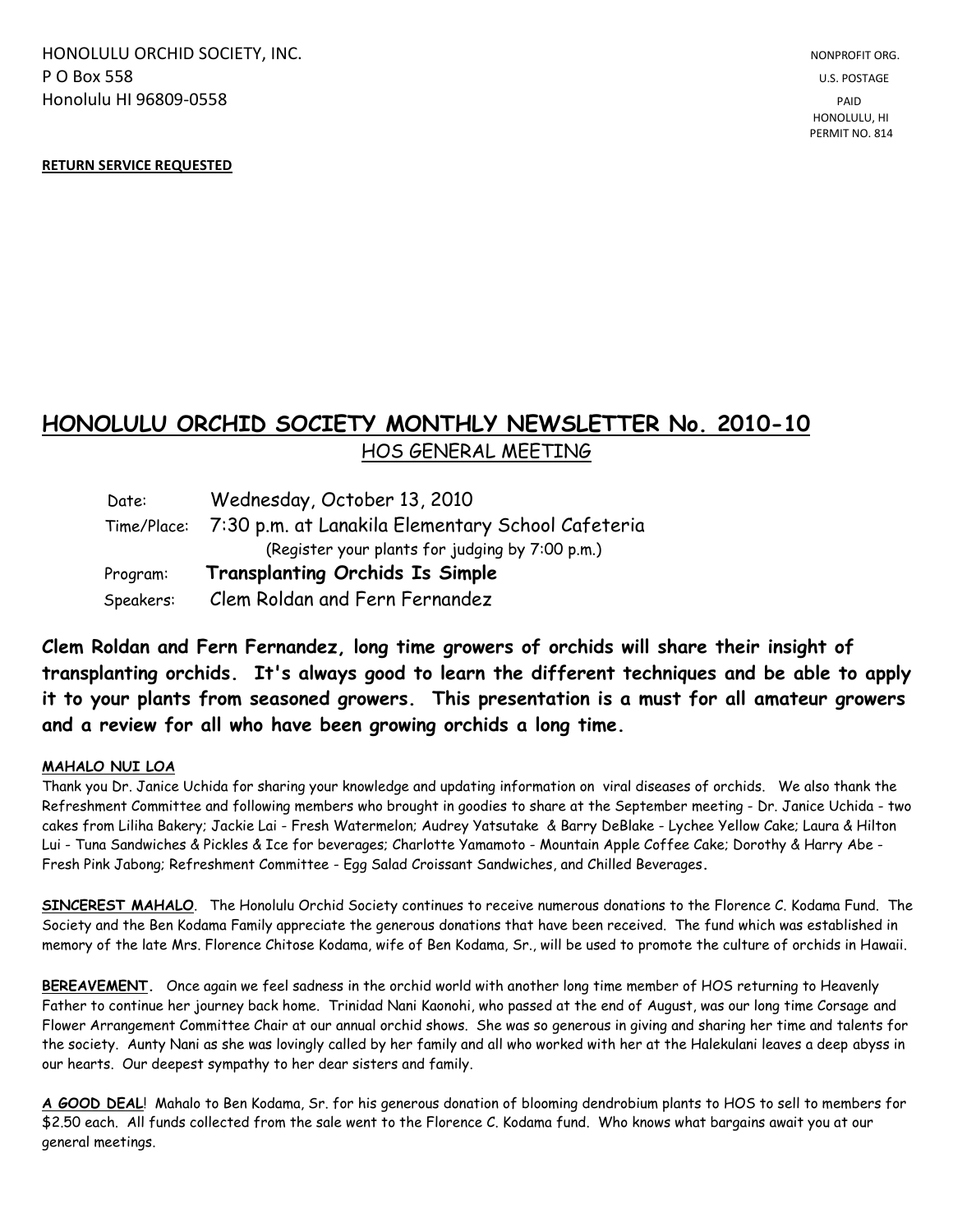HONOLULU ORCHID SOCIETY, INC.
P O Box 558
Honolulu HI 96809-0558

NONPROFIT ORG.
U.S. POSTAGE
PAID
HONOLULU, HI
PERMIT NO. 814

**RETURN SERVICE REQUESTED**

# HONOLULU ORCHID SOCIETY MONTHLY NEWSLETTER No. 2010-10

## HOS GENERAL MEETING

| | |
|---|---|
| Date: | Wednesday, October 13, 2010 |
| Time/Place: | 7:30 p.m. at Lanakila Elementary School Cafeteria (Register your plants for judging by 7:00 p.m.) |
| Program: | **Transplanting Orchids Is Simple** |
| Speakers: | Clem Roldan and Fern Fernandez |

**Clem Roldan and Fern Fernandez, long time growers of orchids will share their insight of transplanting orchids. It's always good to learn the different techniques and be able to apply it to your plants from seasoned growers. This presentation is a must for all amateur growers and a review for all who have been growing orchids a long time.**

**MAHALO NUI LOA**

Thank you Dr. Janice Uchida for sharing your knowledge and updating information on viral diseases of orchids. We also thank the Refreshment Committee and following members who brought in goodies to share at the September meeting - Dr. Janice Uchida - two cakes from Liliha Bakery; Jackie Lai - Fresh Watermelon; Audrey Yatsutake & Barry DeBlake - Lychee Yellow Cake; Laura & Hilton Lui - Tuna Sandwiches & Pickles & Ice for beverages; Charlotte Yamamoto - Mountain Apple Coffee Cake; Dorothy & Harry Abe - Fresh Pink Jabong; Refreshment Committee - Egg Salad Croissant Sandwiches, and Chilled Beverages.

**SINCEREST MAHALO**. The Honolulu Orchid Society continues to receive numerous donations to the Florence C. Kodama Fund. The Society and the Ben Kodama Family appreciate the generous donations that have been received. The fund which was established in memory of the late Mrs. Florence Chitose Kodama, wife of Ben Kodama, Sr., will be used to promote the culture of orchids in Hawaii.

**BEREAVEMENT.** Once again we feel sadness in the orchid world with another long time member of HOS returning to Heavenly Father to continue her journey back home. Trinidad Nani Kaonohi, who passed at the end of August, was our long time Corsage and Flower Arrangement Committee Chair at our annual orchid shows. She was so generous in giving and sharing her time and talents for the society. Aunty Nani as she was lovingly called by her family and all who worked with her at the Halekulani leaves a deep abyss in our hearts. Our deepest sympathy to her dear sisters and family.

**A GOOD DEAL**! Mahalo to Ben Kodama, Sr. for his generous donation of blooming dendrobium plants to HOS to sell to members for $2.50 each. All funds collected from the sale went to the Florence C. Kodama fund. Who knows what bargains await you at our general meetings.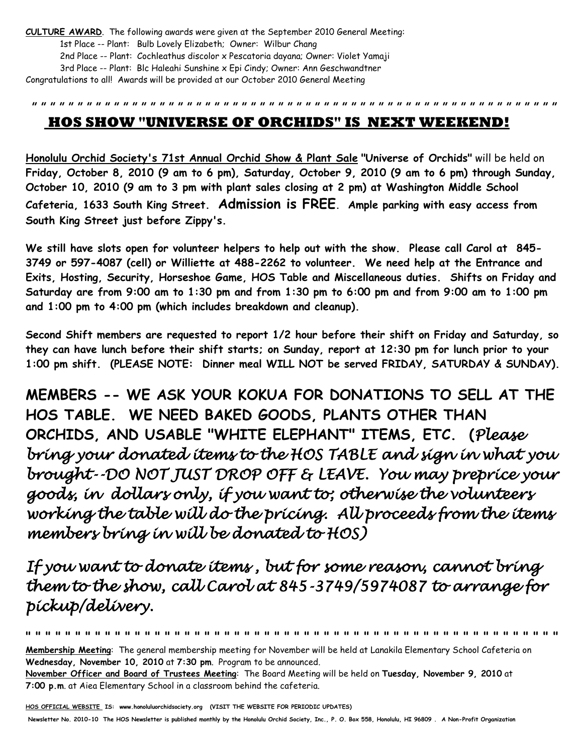**CULTURE AWARD**. The following awards were given at the September 2010 General Meeting:

1st Place -- Plant: Bulb Lovely Elizabeth; Owner: Wilbur Chang

2nd Place -- Plant: Cochleathus discolor x Pescatoria dayana; Owner: Violet Yamaji

3rd Place -- Plant: Blc Haleahi Sunshine x Epi Cindy; Owner: Ann Geschwandtner

Congratulations to all! Awards will be provided at our October 2010 General Meeting

" " " " " " " " " " " " " " " " " " " " " " " " " " " " " " " " " " " " " " " " " " " " " " " " " " " " " " " " " " "

## HOS SHOW "UNIVERSE OF ORCHIDS" IS NEXT WEEKEND!

Honolulu Orchid Society's 71st Annual Orchid Show & Plant Sale **"Universe of Orchids"** will be held on **Friday, October 8, 2010 (9 am to 6 pm), Saturday, October 9, 2010 (9 am to 6 pm) through Sunday, October 10, 2010 (9 am to 3 pm with plant sales closing at 2 pm) at Washington Middle School Cafeteria, 1633 South King Street. Admission is FREE. Ample parking with easy access from South King Street just before Zippy's.**

**We still have slots open for volunteer helpers to help out with the show. Please call Carol at 845-3749 or 597-4087 (cell) or Williette at 488-2262 to volunteer. We need help at the Entrance and Exits, Hosting, Security, Horseshoe Game, HOS Table and Miscellaneous duties. Shifts on Friday and Saturday are from 9:00 am to 1:30 pm and from 1:30 pm to 6:00 pm and from 9:00 am to 1:00 pm and 1:00 pm to 4:00 pm (which includes breakdown and cleanup).**

**Second Shift members are requested to report 1/2 hour before their shift on Friday and Saturday, so they can have lunch before their shift starts; on Sunday, report at 12:30 pm for lunch prior to your 1:00 pm shift. (PLEASE NOTE: Dinner meal WILL NOT be served FRIDAY, SATURDAY & SUNDAY).**

**MEMBERS -- WE ASK YOUR KOKUA FOR DONATIONS TO SELL AT THE HOS TABLE. WE NEED BAKED GOODS, PLANTS OTHER THAN ORCHIDS, AND USABLE "WHITE ELEPHANT" ITEMS, ETC. (*Please bring your donated items to the HOS TABLE and sign in what you brought--DO NOT JUST DROP OFF & LEAVE. You may preprice your goods, in dollars only, if you want to; otherwise the volunteers working the table will do the pricing. All proceeds from the items members bring in will be donated to HOS)***

***If you want to donate items , but for some reason, cannot bring them to the show, call Carol at 845-3749/5974087 to arrange for pickup/delivery.***

" " " " " " " " " " " " " " " " " " " " " " " " " " " " " " " " " " " " " " " " " " " " " " " " " " " " " " " " " " "

**Membership Meeting**: The general membership meeting for November will be held at Lanakila Elementary School Cafeteria on **Wednesday, November 10, 2010** at **7:30 pm**. Program to be announced.

**November Officer and Board of Trustees Meeting**: The Board Meeting will be held on **Tuesday, November 9, 2010** at **7:00 p.m**. at Aiea Elementary School in a classroom behind the cafeteria.

**HOS OFFICIAL WEBSITE IS: www.honoluluorchidsociety.org (VISIT THE WEBSITE FOR PERIODIC UPDATES)**

**Newsletter No. 2010-10 The HOS Newsletter is published monthly by the Honolulu Orchid Society, Inc., P. O. Box 558, Honolulu, HI 96809 . A Non-Profit Organization**